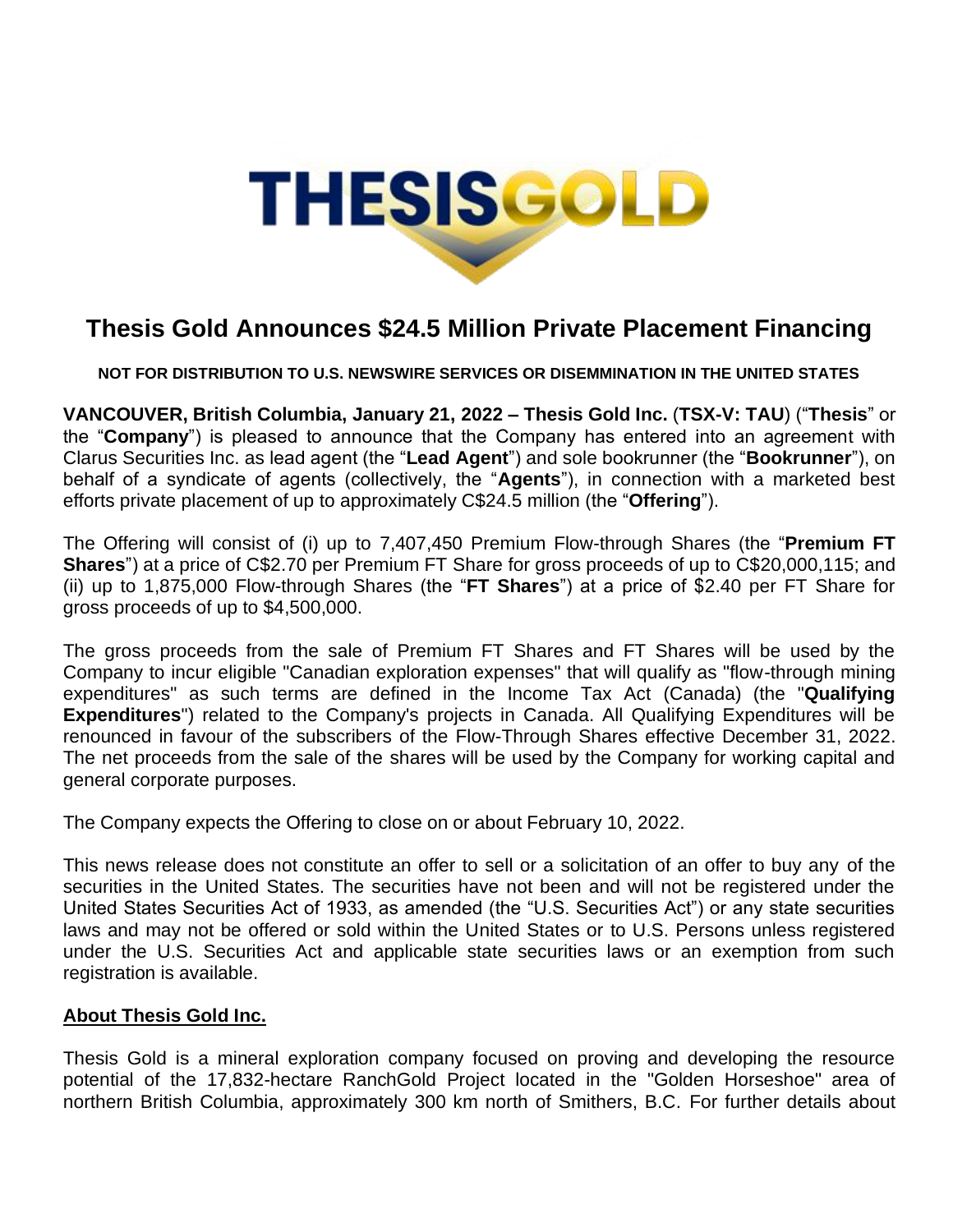# Thesis Gold Announces $24.5 Million Private Placement Financing

**NOT FOR DISTRIBUTION TO U.S. NEWSWIRE SERVICES OR DISEMMINATION IN THE UNITED STATES**

**VANCOUVER, British Columbia, January 21, 2022 – Thesis Gold Inc.** (**TSX-V: TAU**) ("**Thesis**" or the "**Company**") is pleased to announce that the Company has entered into an agreement with Clarus Securities Inc. as lead agent (the "**Lead Agent**") and sole bookrunner (the "**Bookrunner**"), on behalf of a syndicate of agents (collectively, the "**Agents**"), in connection with a marketed best efforts private placement of up to approximately C$24.5 million (the "**Offering**").

The Offering will consist of (i) up to 7,407,450 Premium Flow-through Shares (the "**Premium FT Shares**") at a price of C$2.70 per Premium FT Share for gross proceeds of up to C$20,000,115; and (ii) up to 1,875,000 Flow-through Shares (the "**FT Shares**") at a price of $2.40 per FT Share for gross proceeds of up to $4,500,000.

The gross proceeds from the sale of Premium FT Shares and FT Shares will be used by the Company to incur eligible "Canadian exploration expenses" that will qualify as "flow-through mining expenditures" as such terms are defined in the Income Tax Act (Canada) (the "**Qualifying Expenditures**") related to the Company's projects in Canada. All Qualifying Expenditures will be renounced in favour of the subscribers of the Flow-Through Shares effective December 31, 2022. The net proceeds from the sale of the shares will be used by the Company for working capital and general corporate purposes.

The Company expects the Offering to close on or about February 10, 2022.

This news release does not constitute an offer to sell or a solicitation of an offer to buy any of the securities in the United States. The securities have not been and will not be registered under the United States Securities Act of 1933, as amended (the "U.S. Securities Act") or any state securities laws and may not be offered or sold within the United States or to U.S. Persons unless registered under the U.S. Securities Act and applicable state securities laws or an exemption from such registration is available.

## About Thesis Gold Inc.

Thesis Gold is a mineral exploration company focused on proving and developing the resource potential of the 17,832-hectare RanchGold Project located in the "Golden Horseshoe" area of northern British Columbia, approximately 300 km north of Smithers, B.C. For further details about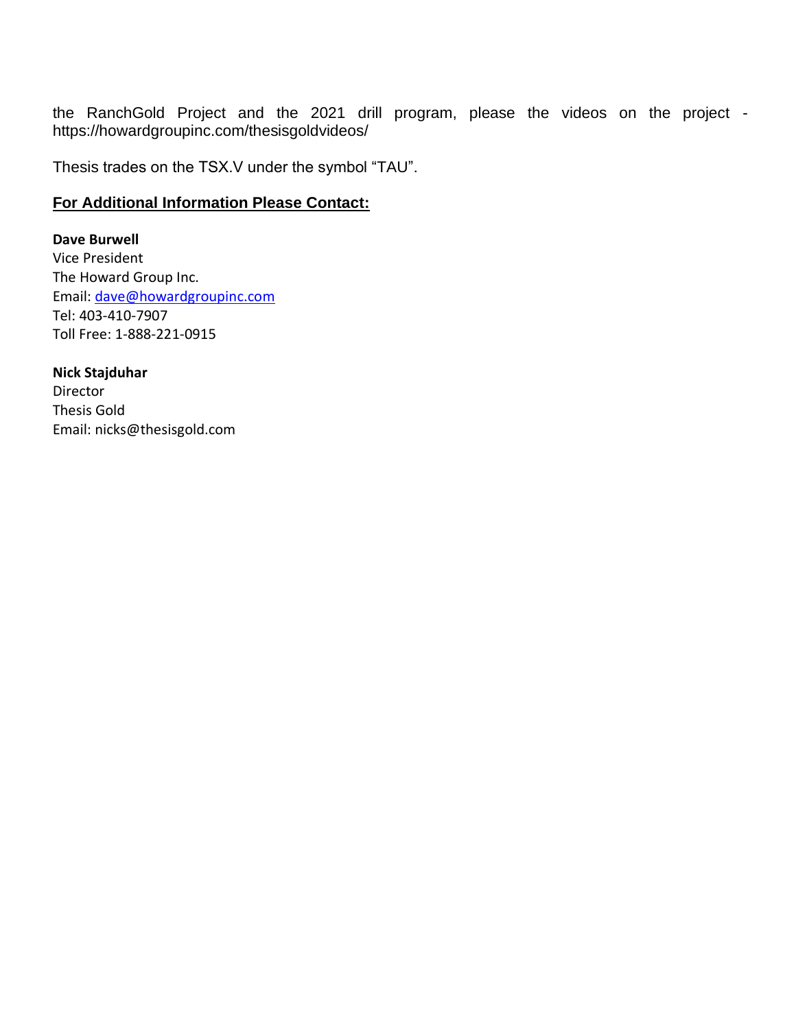the RanchGold Project and the 2021 drill program, please the videos on the project - https://howardgroupinc.com/thesisgoldvideos/

Thesis trades on the TSX.V under the symbol “TAU”.

## For Additional Information Please Contact:

**Dave Burwell**
Vice President
The Howard Group Inc.
Email: dave@howardgroupinc.com
Tel: 403-410-7907
Toll Free: 1-888-221-0915

**Nick Stajduhar**
Director
Thesis Gold
Email: nicks@thesisgold.com